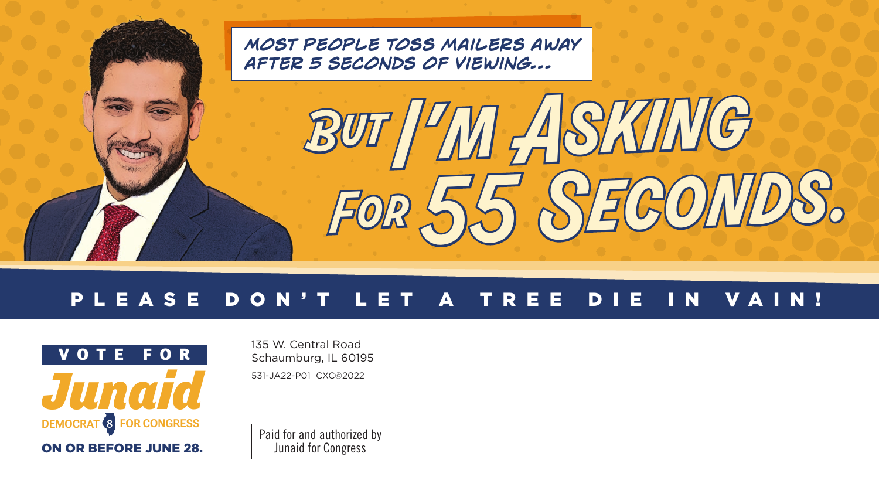MOST PEOPLE TOSS MAILERS AWAY AFTER 5 SECONDS OF VIEWING...

# BUT I'M ASKING FOR 55 SECONDS.

**PLEASE DON'T LET A TREE DIE IN VAIN!**

**VOTE FOR**

# Junaid

**DEMOCRAT 8 FOR CONGRESS**

**ON OR BEFORE JUNE 28.**

135 W. Central Road
Schaumburg, IL 60195

531-JA22-P01 CXC©2022

Paid for and authorized by Junaid for Congress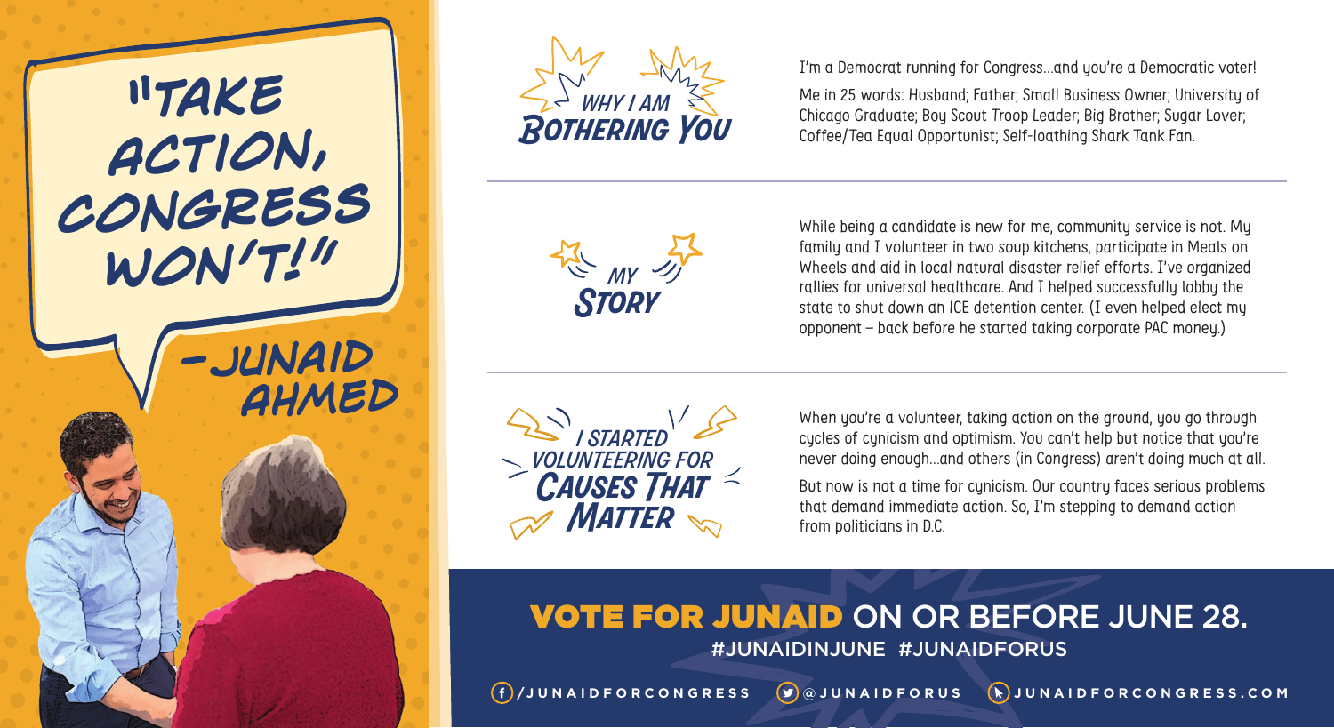# "Take action, Congress won't!"

## -Junaid Ahmed

## Why I Am Bothering You

I'm a Democrat running for Congress...and you're a Democratic voter!

Me in 25 words: Husband; Father; Small Business Owner; University of Chicago Graduate; Boy Scout Troop Leader; Big Brother; Sugar Lover; Coffee/Tea Equal Opportunist; Self-loathing Shark Tank Fan.

## My Story

While being a candidate is new for me, community service is not. My family and I volunteer in two soup kitchens, participate in Meals on Wheels and aid in local natural disaster relief efforts. I've organized rallies for universal healthcare. And I helped successfully lobby the state to shut down an ICE detention center. (I even helped elect my opponent – back before he started taking corporate PAC money.)

## I Started Volunteering for Causes That Matter

When you're a volunteer, taking action on the ground, you go through cycles of cynicism and optimism. You can't help but notice that you're never doing enough...and others (in Congress) aren't doing much at all.

But now is not a time for cynicism. Our country faces serious problems that demand immediate action. So, I'm stepping to demand action from politicians in D.C.

## VOTE FOR JUNAID ON OR BEFORE JUNE 28.

**#JUNAIDINJUNE #JUNAIDFORUS**

/JUNAIDFORCONGRESS @JUNAIDFORUS JUNAIDFORCONGRESS.COM